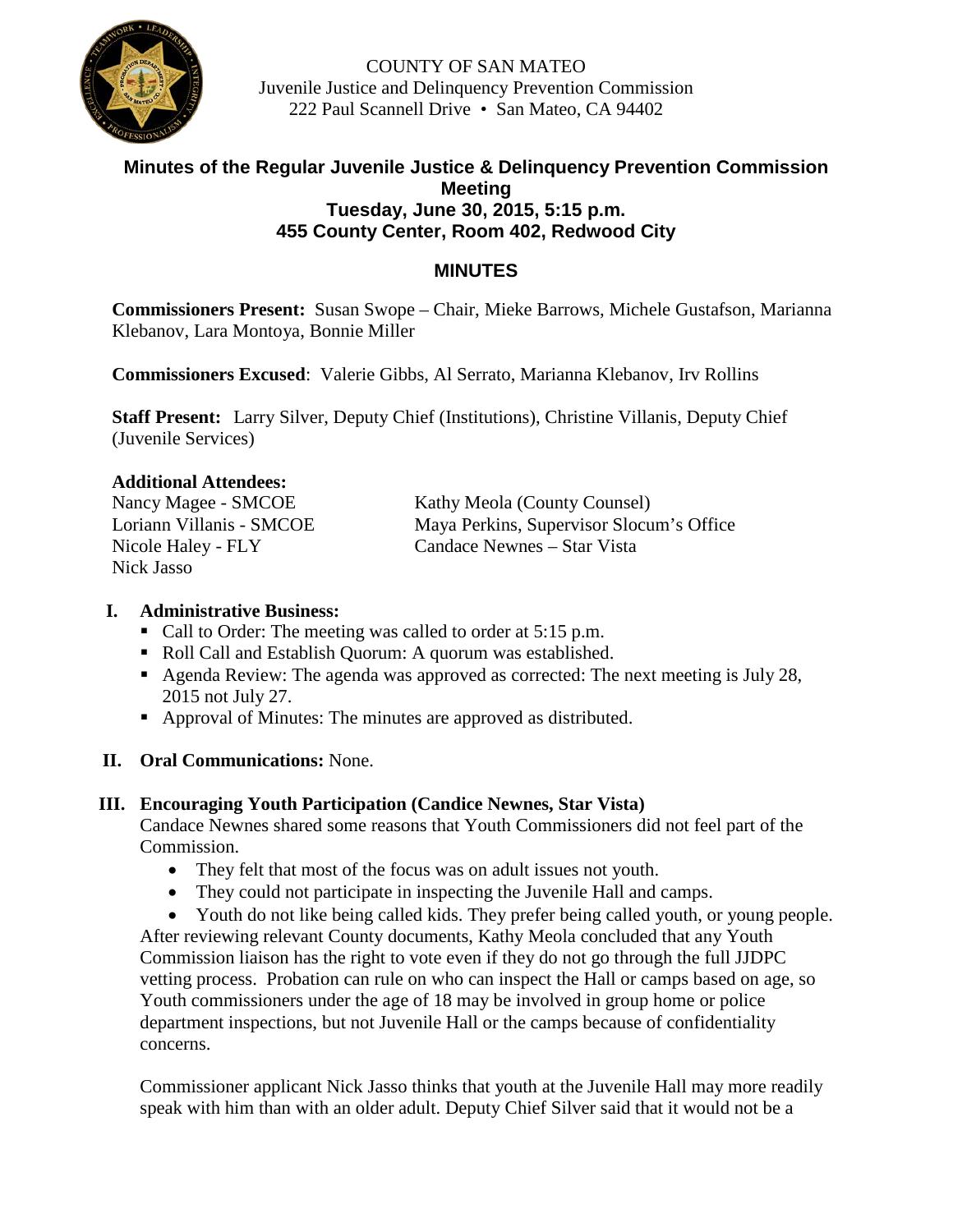COUNTY OF SAN MATEO
Juvenile Justice and Delinquency Prevention Commission
222 Paul Scannell Drive • San Mateo, CA 94402

# Minutes of the Regular Juvenile Justice & Delinquency Prevention Commission Meeting
## Tuesday, June 30, 2015, 5:15 p.m.
## 455 County Center, Room 402, Redwood City

## MINUTES

**Commissioners Present:** Susan Swope – Chair, Mieke Barrows, Michele Gustafson, Marianna Klebanov, Lara Montoya, Bonnie Miller

**Commissioners Excused**: Valerie Gibbs, Al Serrato, Marianna Klebanov, Irv Rollins

**Staff Present:** Larry Silver, Deputy Chief (Institutions), Christine Villanis, Deputy Chief (Juvenile Services)

**Additional Attendees:**

Nancy Magee - SMCOE
Loriann Villanis - SMCOE
Nicole Haley - FLY
Nick Jasso
Kathy Meola (County Counsel)
Maya Perkins, Supervisor Slocum's Office
Candace Newnes – Star Vista

**I. Administrative Business:**

- Call to Order: The meeting was called to order at 5:15 p.m.
- Roll Call and Establish Quorum: A quorum was established.
- Agenda Review: The agenda was approved as corrected: The next meeting is July 28, 2015 not July 27.
- Approval of Minutes: The minutes are approved as distributed.

**II. Oral Communications:** None.

**III. Encouraging Youth Participation (Candice Newnes, Star Vista)**

Candace Newnes shared some reasons that Youth Commissioners did not feel part of the Commission.

- They felt that most of the focus was on adult issues not youth.
- They could not participate in inspecting the Juvenile Hall and camps.
- Youth do not like being called kids. They prefer being called youth, or young people.

After reviewing relevant County documents, Kathy Meola concluded that any Youth Commission liaison has the right to vote even if they do not go through the full JJDPC vetting process. Probation can rule on who can inspect the Hall or camps based on age, so Youth commissioners under the age of 18 may be involved in group home or police department inspections, but not Juvenile Hall or the camps because of confidentiality concerns.

Commissioner applicant Nick Jasso thinks that youth at the Juvenile Hall may more readily speak with him than with an older adult. Deputy Chief Silver said that it would not be a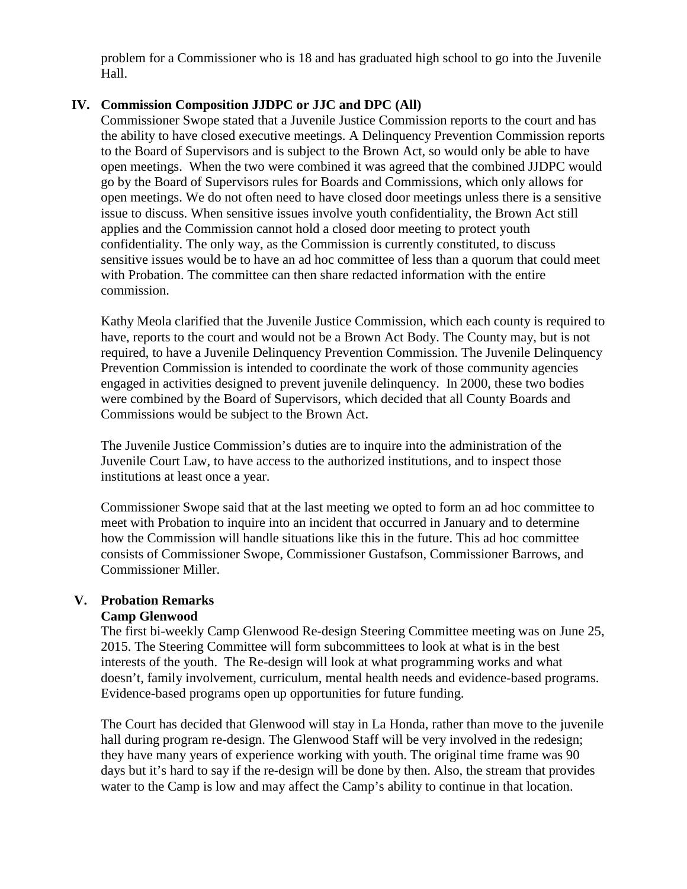problem for a Commissioner who is 18 and has graduated high school to go into the Juvenile Hall.

## IV. Commission Composition JJDPC or JJC and DPC (All)

Commissioner Swope stated that a Juvenile Justice Commission reports to the court and has the ability to have closed executive meetings. A Delinquency Prevention Commission reports to the Board of Supervisors and is subject to the Brown Act, so would only be able to have open meetings. When the two were combined it was agreed that the combined JJDPC would go by the Board of Supervisors rules for Boards and Commissions, which only allows for open meetings. We do not often need to have closed door meetings unless there is a sensitive issue to discuss. When sensitive issues involve youth confidentiality, the Brown Act still applies and the Commission cannot hold a closed door meeting to protect youth confidentiality. The only way, as the Commission is currently constituted, to discuss sensitive issues would be to have an ad hoc committee of less than a quorum that could meet with Probation. The committee can then share redacted information with the entire commission.

Kathy Meola clarified that the Juvenile Justice Commission, which each county is required to have, reports to the court and would not be a Brown Act Body. The County may, but is not required, to have a Juvenile Delinquency Prevention Commission. The Juvenile Delinquency Prevention Commission is intended to coordinate the work of those community agencies engaged in activities designed to prevent juvenile delinquency. In 2000, these two bodies were combined by the Board of Supervisors, which decided that all County Boards and Commissions would be subject to the Brown Act.

The Juvenile Justice Commission's duties are to inquire into the administration of the Juvenile Court Law, to have access to the authorized institutions, and to inspect those institutions at least once a year.

Commissioner Swope said that at the last meeting we opted to form an ad hoc committee to meet with Probation to inquire into an incident that occurred in January and to determine how the Commission will handle situations like this in the future. This ad hoc committee consists of Commissioner Swope, Commissioner Gustafson, Commissioner Barrows, and Commissioner Miller.

## V. Probation Remarks

### Camp Glenwood

The first bi-weekly Camp Glenwood Re-design Steering Committee meeting was on June 25, 2015. The Steering Committee will form subcommittees to look at what is in the best interests of the youth. The Re-design will look at what programming works and what doesn't, family involvement, curriculum, mental health needs and evidence-based programs. Evidence-based programs open up opportunities for future funding.

The Court has decided that Glenwood will stay in La Honda, rather than move to the juvenile hall during program re-design. The Glenwood Staff will be very involved in the redesign; they have many years of experience working with youth. The original time frame was 90 days but it's hard to say if the re-design will be done by then. Also, the stream that provides water to the Camp is low and may affect the Camp's ability to continue in that location.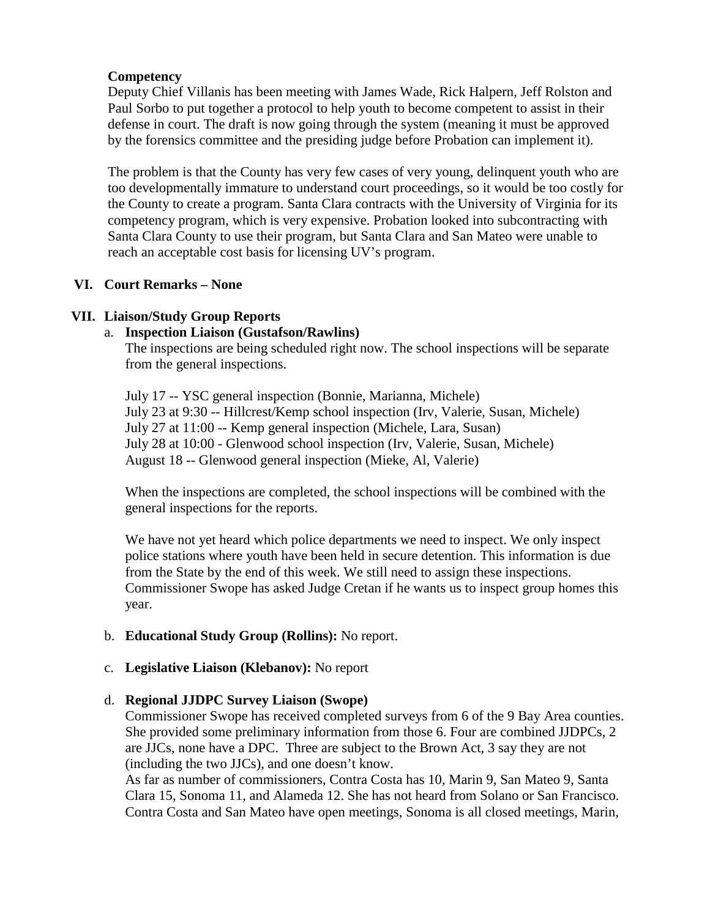**Competency**

Deputy Chief Villanis has been meeting with James Wade, Rick Halpern, Jeff Rolston and Paul Sorbo to put together a protocol to help youth to become competent to assist in their defense in court. The draft is now going through the system (meaning it must be approved by the forensics committee and the presiding judge before Probation can implement it).

The problem is that the County has very few cases of very young, delinquent youth who are too developmentally immature to understand court proceedings, so it would be too costly for the County to create a program. Santa Clara contracts with the University of Virginia for its competency program, which is very expensive. Probation looked into subcontracting with Santa Clara County to use their program, but Santa Clara and San Mateo were unable to reach an acceptable cost basis for licensing UV's program.

## VI. Court Remarks – None

## VII. Liaison/Study Group Reports

a. **Inspection Liaison (Gustafson/Rawlins)**

The inspections are being scheduled right now. The school inspections will be separate from the general inspections.

July 17 -- YSC general inspection (Bonnie, Marianna, Michele)
July 23 at 9:30 -- Hillcrest/Kemp school inspection (Irv, Valerie, Susan, Michele)
July 27 at 11:00 -- Kemp general inspection (Michele, Lara, Susan)
July 28 at 10:00 - Glenwood school inspection (Irv, Valerie, Susan, Michele)
August 18 -- Glenwood general inspection (Mieke, Al, Valerie)

When the inspections are completed, the school inspections will be combined with the general inspections for the reports.

We have not yet heard which police departments we need to inspect. We only inspect police stations where youth have been held in secure detention. This information is due from the State by the end of this week. We still need to assign these inspections. Commissioner Swope has asked Judge Cretan if he wants us to inspect group homes this year.

b. **Educational Study Group (Rollins):** No report.

c. **Legislative Liaison (Klebanov):** No report

d. **Regional JJDPC Survey Liaison (Swope)**

Commissioner Swope has received completed surveys from 6 of the 9 Bay Area counties. She provided some preliminary information from those 6. Four are combined JJDPCs, 2 are JJCs, none have a DPC. Three are subject to the Brown Act, 3 say they are not (including the two JJCs), and one doesn't know.

As far as number of commissioners, Contra Costa has 10, Marin 9, San Mateo 9, Santa Clara 15, Sonoma 11, and Alameda 12. She has not heard from Solano or San Francisco. Contra Costa and San Mateo have open meetings, Sonoma is all closed meetings, Marin,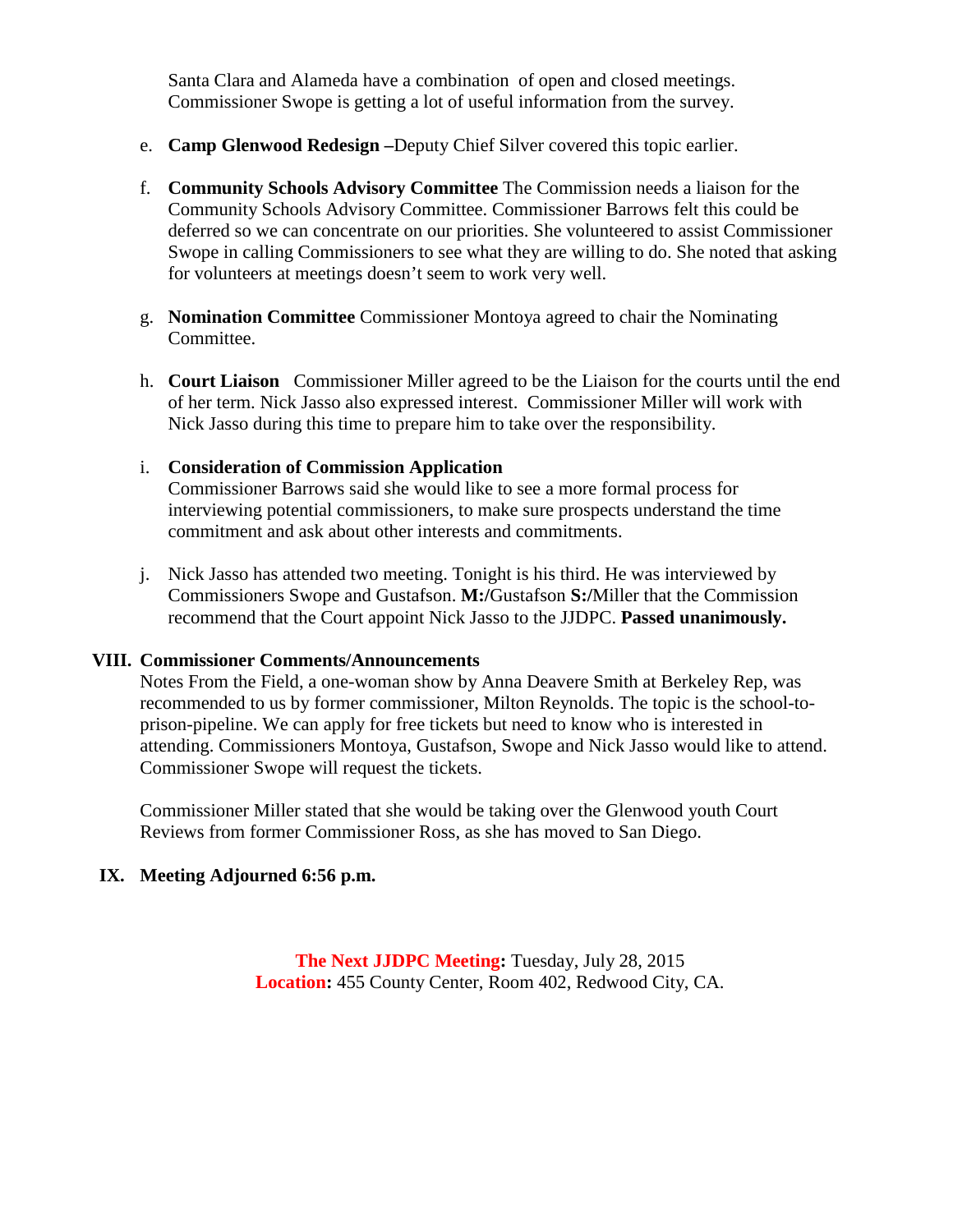Santa Clara and Alameda have a combination of open and closed meetings. Commissioner Swope is getting a lot of useful information from the survey.

e. **Camp Glenwood Redesign –**Deputy Chief Silver covered this topic earlier.

f. **Community Schools Advisory Committee** The Commission needs a liaison for the Community Schools Advisory Committee. Commissioner Barrows felt this could be deferred so we can concentrate on our priorities. She volunteered to assist Commissioner Swope in calling Commissioners to see what they are willing to do. She noted that asking for volunteers at meetings doesn't seem to work very well.

g. **Nomination Committee** Commissioner Montoya agreed to chair the Nominating Committee.

h. **Court Liaison** Commissioner Miller agreed to be the Liaison for the courts until the end of her term. Nick Jasso also expressed interest. Commissioner Miller will work with Nick Jasso during this time to prepare him to take over the responsibility.

i. **Consideration of Commission Application**
Commissioner Barrows said she would like to see a more formal process for interviewing potential commissioners, to make sure prospects understand the time commitment and ask about other interests and commitments.

j. Nick Jasso has attended two meeting. Tonight is his third. He was interviewed by Commissioners Swope and Gustafson. **M:/**Gustafson **S:/**Miller that the Commission recommend that the Court appoint Nick Jasso to the JJDPC. **Passed unanimously.**

## VIII. Commissioner Comments/Announcements

Notes From the Field, a one-woman show by Anna Deavere Smith at Berkeley Rep, was recommended to us by former commissioner, Milton Reynolds. The topic is the school-to-prison-pipeline. We can apply for free tickets but need to know who is interested in attending. Commissioners Montoya, Gustafson, Swope and Nick Jasso would like to attend. Commissioner Swope will request the tickets.

Commissioner Miller stated that she would be taking over the Glenwood youth Court Reviews from former Commissioner Ross, as she has moved to San Diego.

## IX. Meeting Adjourned 6:56 p.m.

**The Next JJDPC Meeting:** Tuesday, July 28, 2015
**Location:** 455 County Center, Room 402, Redwood City, CA.